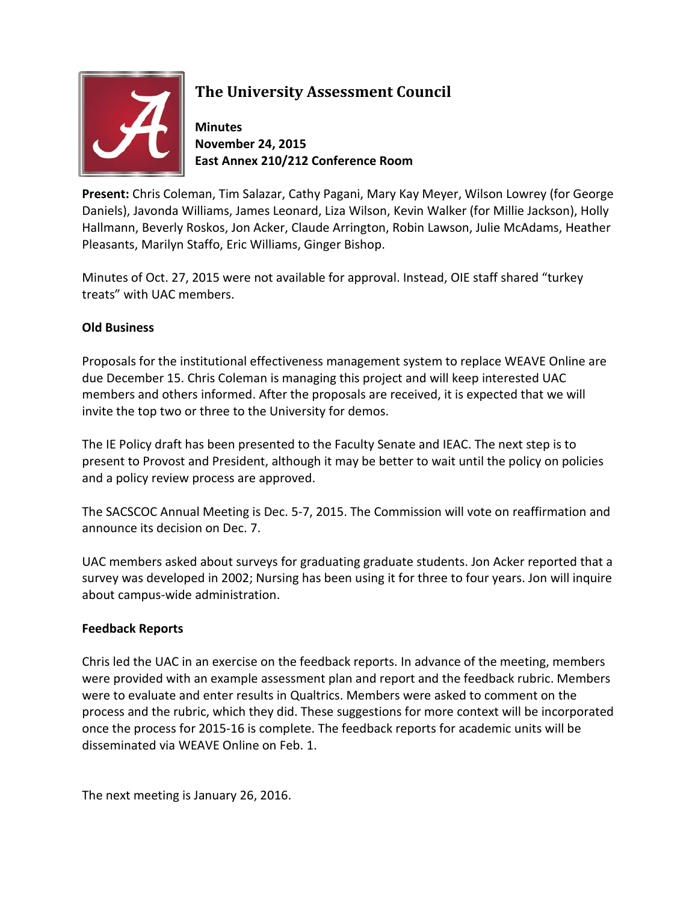# The University Assessment Council

**Minutes**
**November 24, 2015**
**East Annex 210/212 Conference Room**

**Present:** Chris Coleman, Tim Salazar, Cathy Pagani, Mary Kay Meyer, Wilson Lowrey (for George Daniels), Javonda Williams, James Leonard, Liza Wilson, Kevin Walker (for Millie Jackson), Holly Hallmann, Beverly Roskos, Jon Acker, Claude Arrington, Robin Lawson, Julie McAdams, Heather Pleasants, Marilyn Staffo, Eric Williams, Ginger Bishop.

Minutes of Oct. 27, 2015 were not available for approval. Instead, OIE staff shared "turkey treats" with UAC members.

## Old Business

Proposals for the institutional effectiveness management system to replace WEAVE Online are due December 15. Chris Coleman is managing this project and will keep interested UAC members and others informed. After the proposals are received, it is expected that we will invite the top two or three to the University for demos.

The IE Policy draft has been presented to the Faculty Senate and IEAC. The next step is to present to Provost and President, although it may be better to wait until the policy on policies and a policy review process are approved.

The SACSCOC Annual Meeting is Dec. 5-7, 2015. The Commission will vote on reaffirmation and announce its decision on Dec. 7.

UAC members asked about surveys for graduating graduate students. Jon Acker reported that a survey was developed in 2002; Nursing has been using it for three to four years. Jon will inquire about campus-wide administration.

## Feedback Reports

Chris led the UAC in an exercise on the feedback reports. In advance of the meeting, members were provided with an example assessment plan and report and the feedback rubric. Members were to evaluate and enter results in Qualtrics. Members were asked to comment on the process and the rubric, which they did. These suggestions for more context will be incorporated once the process for 2015-16 is complete. The feedback reports for academic units will be disseminated via WEAVE Online on Feb. 1.

The next meeting is January 26, 2016.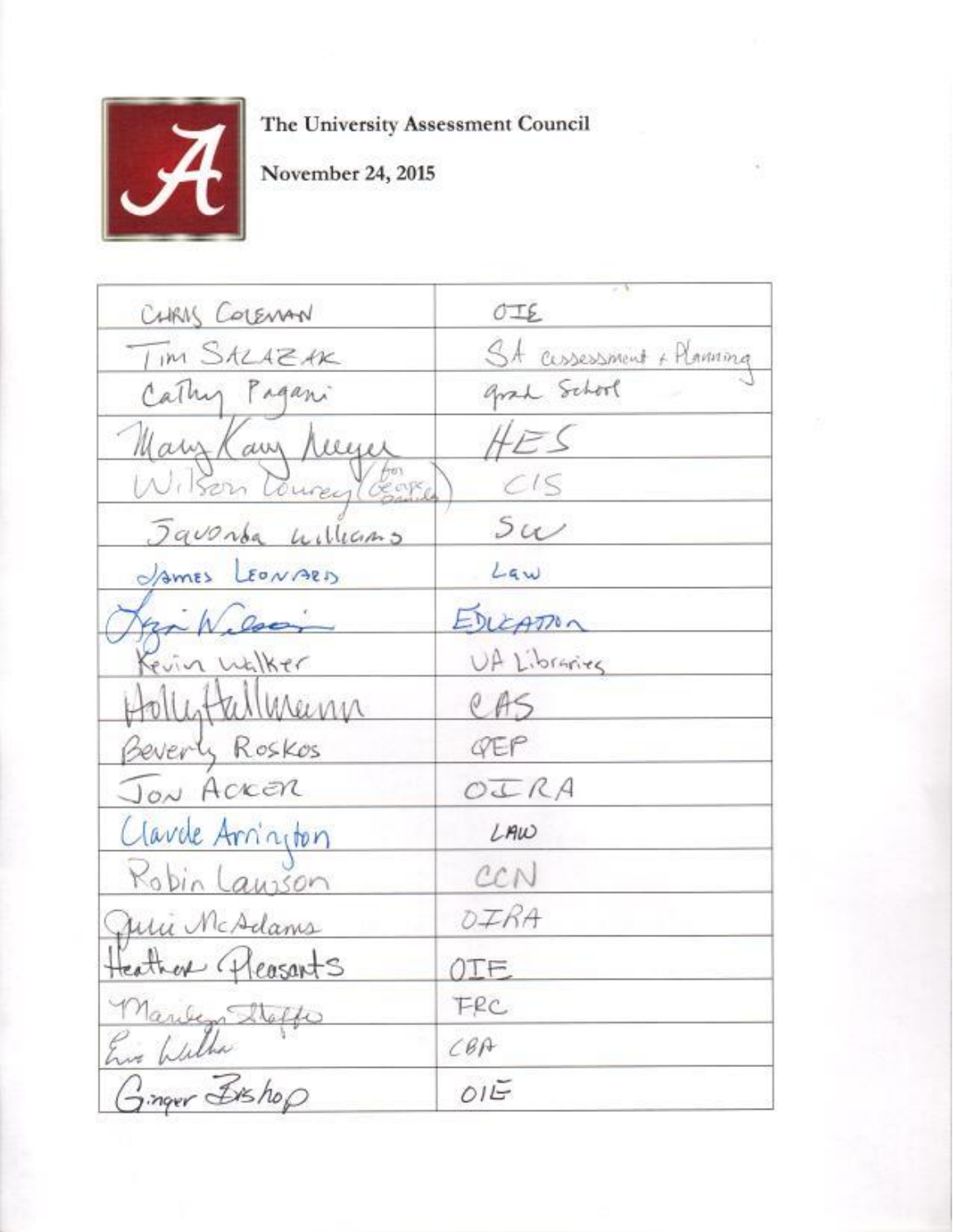The University Assessment Council

November 24, 2015

| | |
|---|---|
| CHRIS COLEMAN | OIE |
| TIM SALAZAR | SA assessment & Planning |
| Cathy Pagani | grad School |
| Mary Kay Meyer | HES |
| Wilson Lowrey (for George Daniels) | CIS |
| Javonda Williams | SW |
| James LEONARD | Law |
| Lisa Wilson | EDUCATION |
| Kevin Walker | UA Libraries |
| Holly Hallmann | CAS |
| Beverly Roskos | QEP |
| JON ACKER | OIRA |
| Claude Arrington | LAW |
| Robin Lawson | CCN |
| Julie McAdams | OIRA |
| Heather Pleasants | OIE |
| Marilyn Staffo | FRC |
| Eric Walker | CBA |
| Ginger Bishop | OIE |